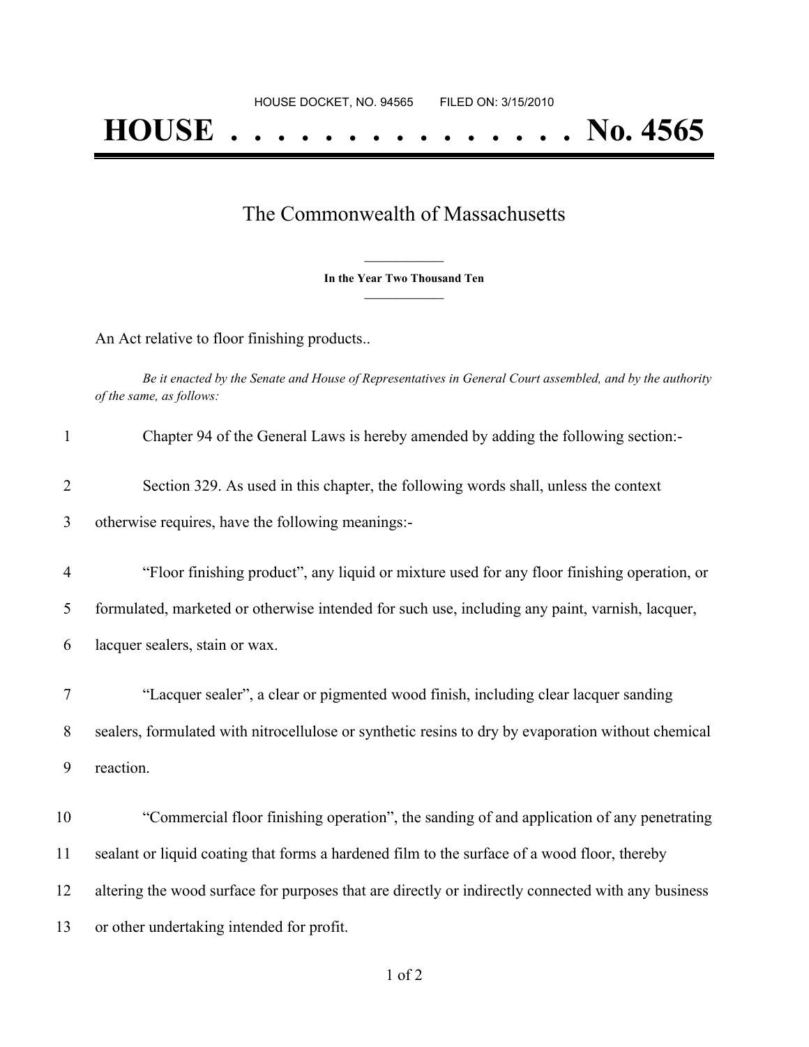HOUSE DOCKET, NO. 94565 FILED ON: 3/15/2010

# HOUSE . . . . . . . . . . . . . . . No. 4565

## The Commonwealth of Massachusetts

**In the Year Two Thousand Ten**

An Act relative to floor finishing products..

*Be it enacted by the Senate and House of Representatives in General Court assembled, and by the authority of the same, as follows:*

1 Chapter 94 of the General Laws is hereby amended by adding the following section:-

2 Section 329. As used in this chapter, the following words shall, unless the context
3 otherwise requires, have the following meanings:-

4 “Floor finishing product”, any liquid or mixture used for any floor finishing operation, or
5 formulated, marketed or otherwise intended for such use, including any paint, varnish, lacquer,
6 lacquer sealers, stain or wax.

7 “Lacquer sealer”, a clear or pigmented wood finish, including clear lacquer sanding
8 sealers, formulated with nitrocellulose or synthetic resins to dry by evaporation without chemical
9 reaction.

10 “Commercial floor finishing operation”, the sanding of and application of any penetrating
11 sealant or liquid coating that forms a hardened film to the surface of a wood floor, thereby
12 altering the wood surface for purposes that are directly or indirectly connected with any business
13 or other undertaking intended for profit.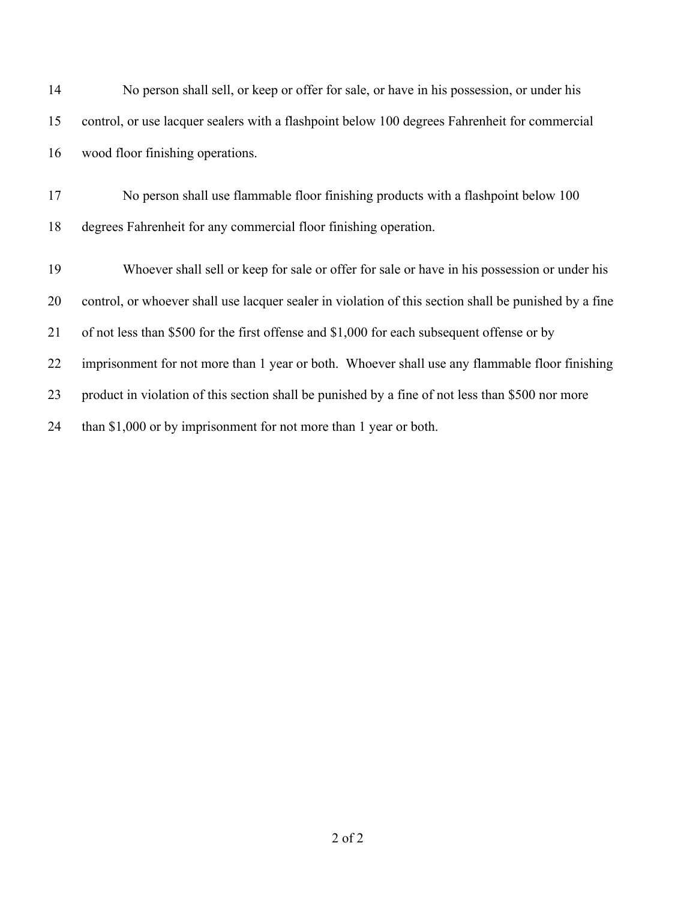No person shall sell, or keep or offer for sale, or have in his possession, or under his control, or use lacquer sealers with a flashpoint below 100 degrees Fahrenheit for commercial wood floor finishing operations.

No person shall use flammable floor finishing products with a flashpoint below 100 degrees Fahrenheit for any commercial floor finishing operation.

Whoever shall sell or keep for sale or offer for sale or have in his possession or under his control, or whoever shall use lacquer sealer in violation of this section shall be punished by a fine of not less than $500 for the first offense and $1,000 for each subsequent offense or by imprisonment for not more than 1 year or both. Whoever shall use any flammable floor finishing product in violation of this section shall be punished by a fine of not less than $500 nor more than $1,000 or by imprisonment for not more than 1 year or both.